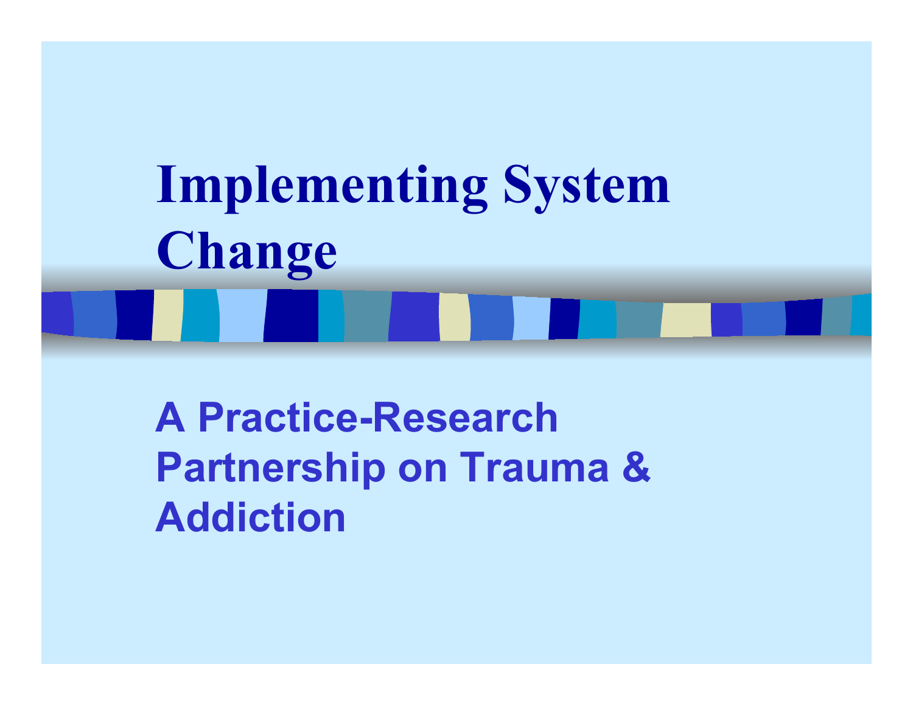# Implementing System Change

## A Practice-Research Partnership on Trauma & Addiction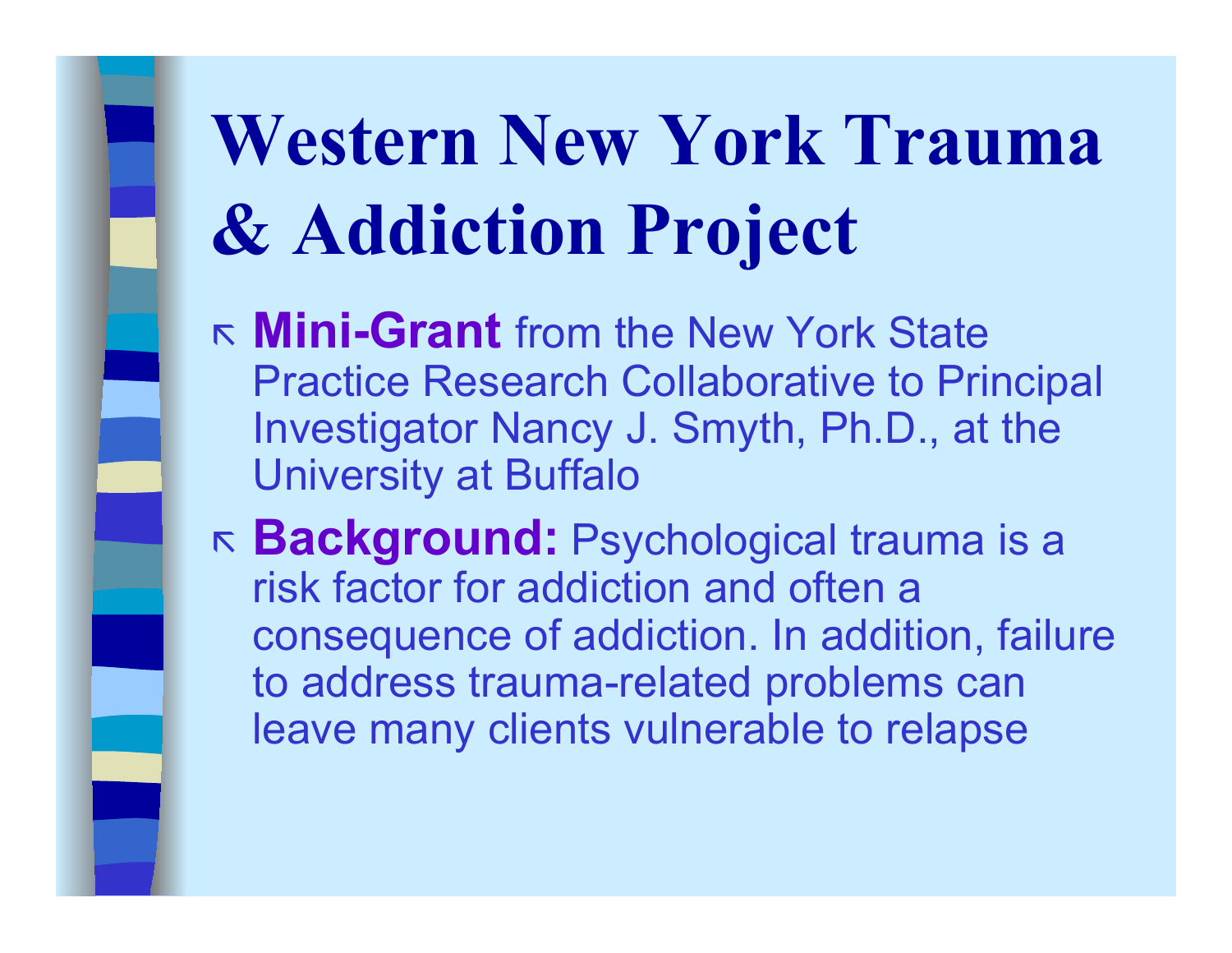# Western New York Trauma & Addiction Project

- **Mini-Grant** from the New York State Practice Research Collaborative to Principal Investigator Nancy J. Smyth, Ph.D., at the University at Buffalo
- **Background:** Psychological trauma is a risk factor for addiction and often a consequence of addiction. In addition, failure to address trauma-related problems can leave many clients vulnerable to relapse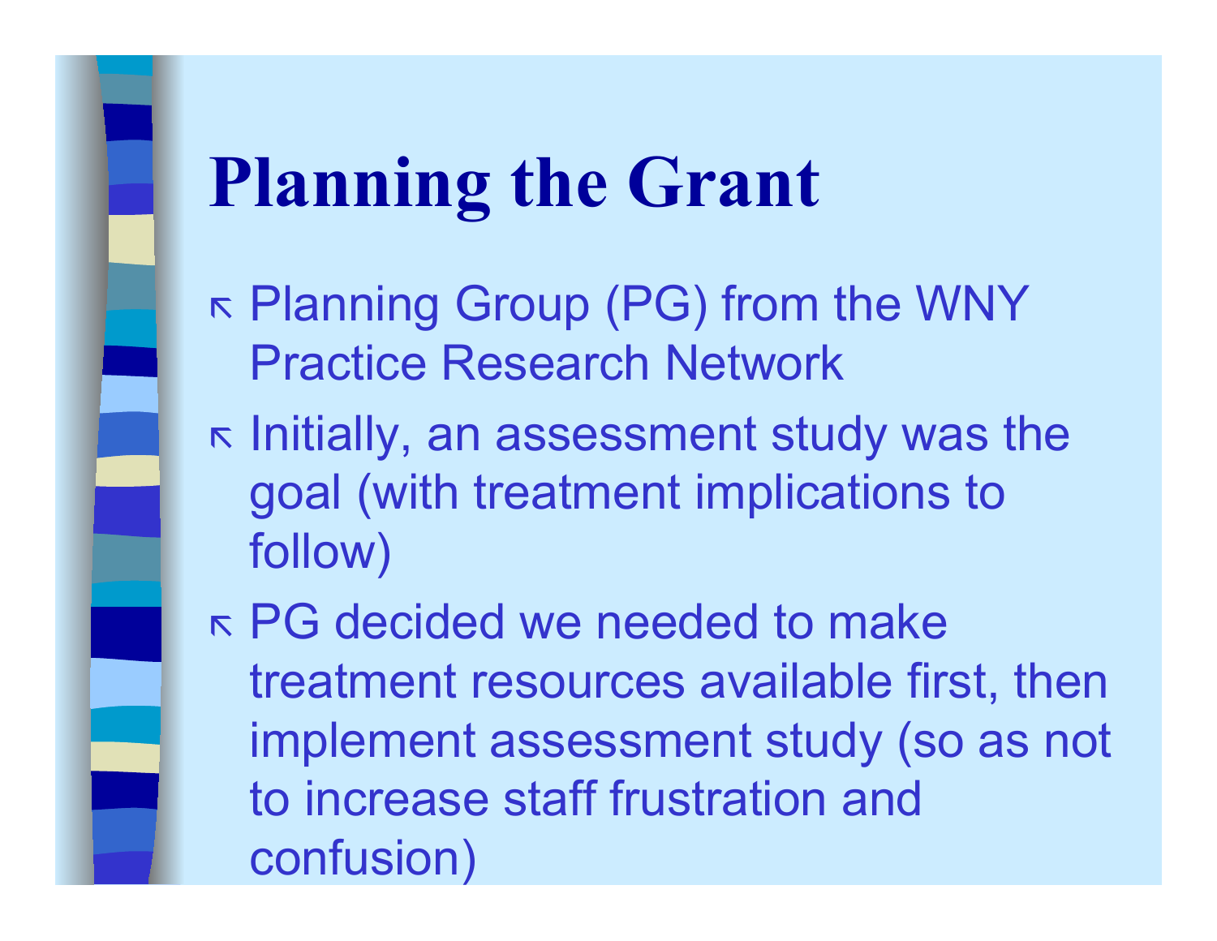# Planning the Grant

- Planning Group (PG) from the WNY Practice Research Network
- Initially, an assessment study was the goal (with treatment implications to follow)
- PG decided we needed to make treatment resources available first, then implement assessment study (so as not to increase staff frustration and confusion)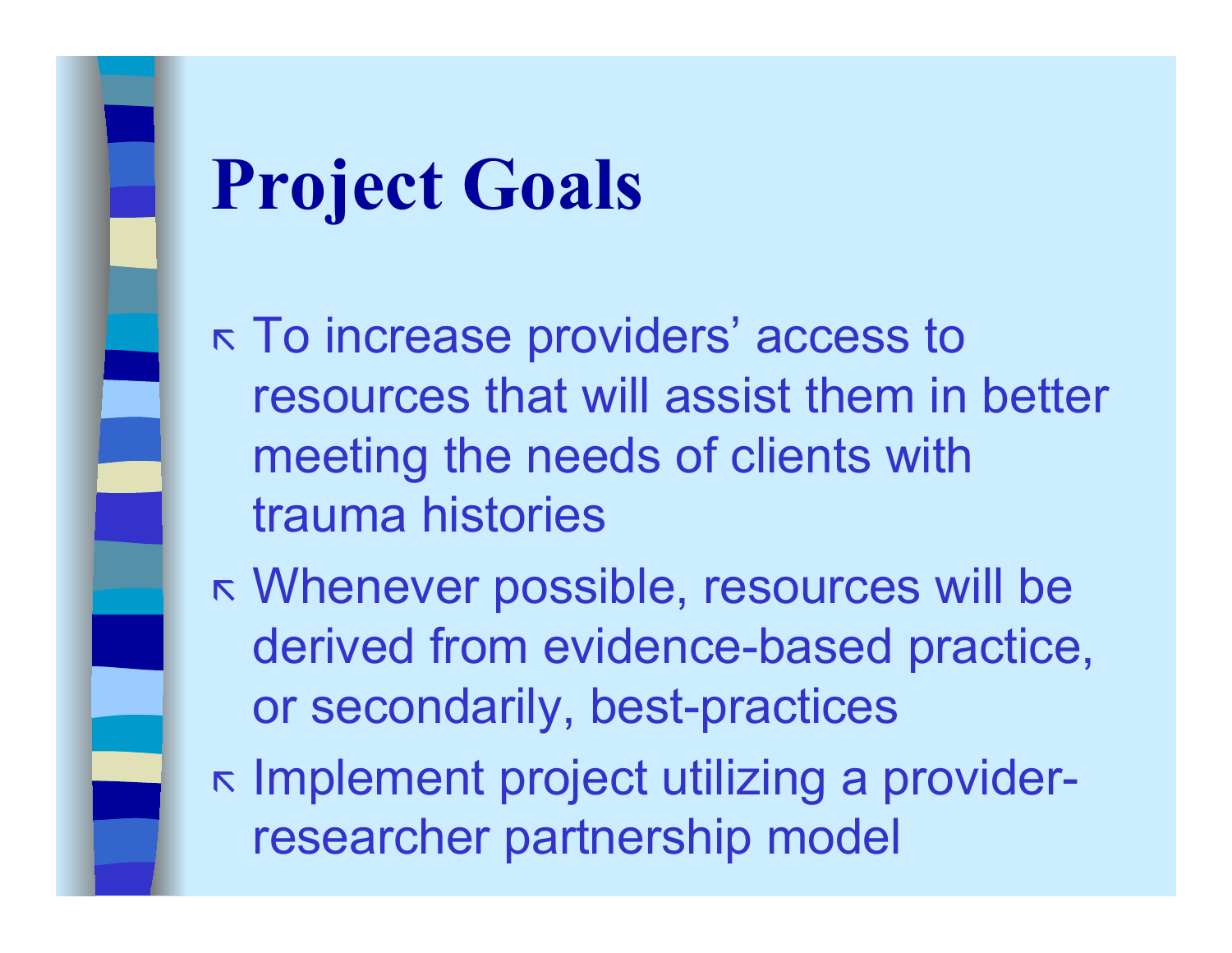# Project Goals

- To increase providers' access to resources that will assist them in better meeting the needs of clients with trauma histories
- Whenever possible, resources will be derived from evidence-based practice, or secondarily, best-practices
- Implement project utilizing a provider-researcher partnership model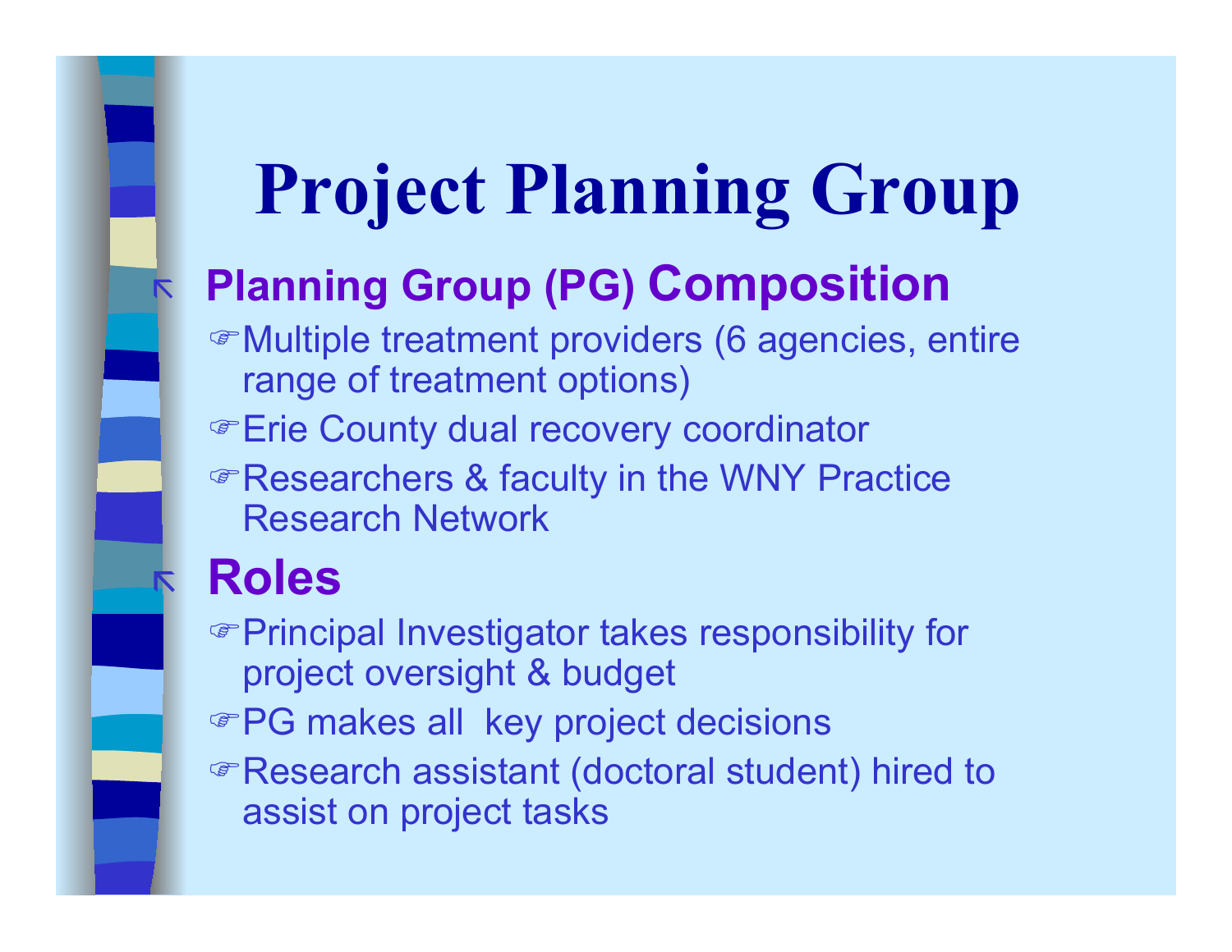# Project Planning Group

## Planning Group (PG) Composition

- Multiple treatment providers (6 agencies, entire range of treatment options)
- Erie County dual recovery coordinator
- Researchers & faculty in the WNY Practice Research Network

## Roles

- Principal Investigator takes responsibility for project oversight & budget
- PG makes all key project decisions
- Research assistant (doctoral student) hired to assist on project tasks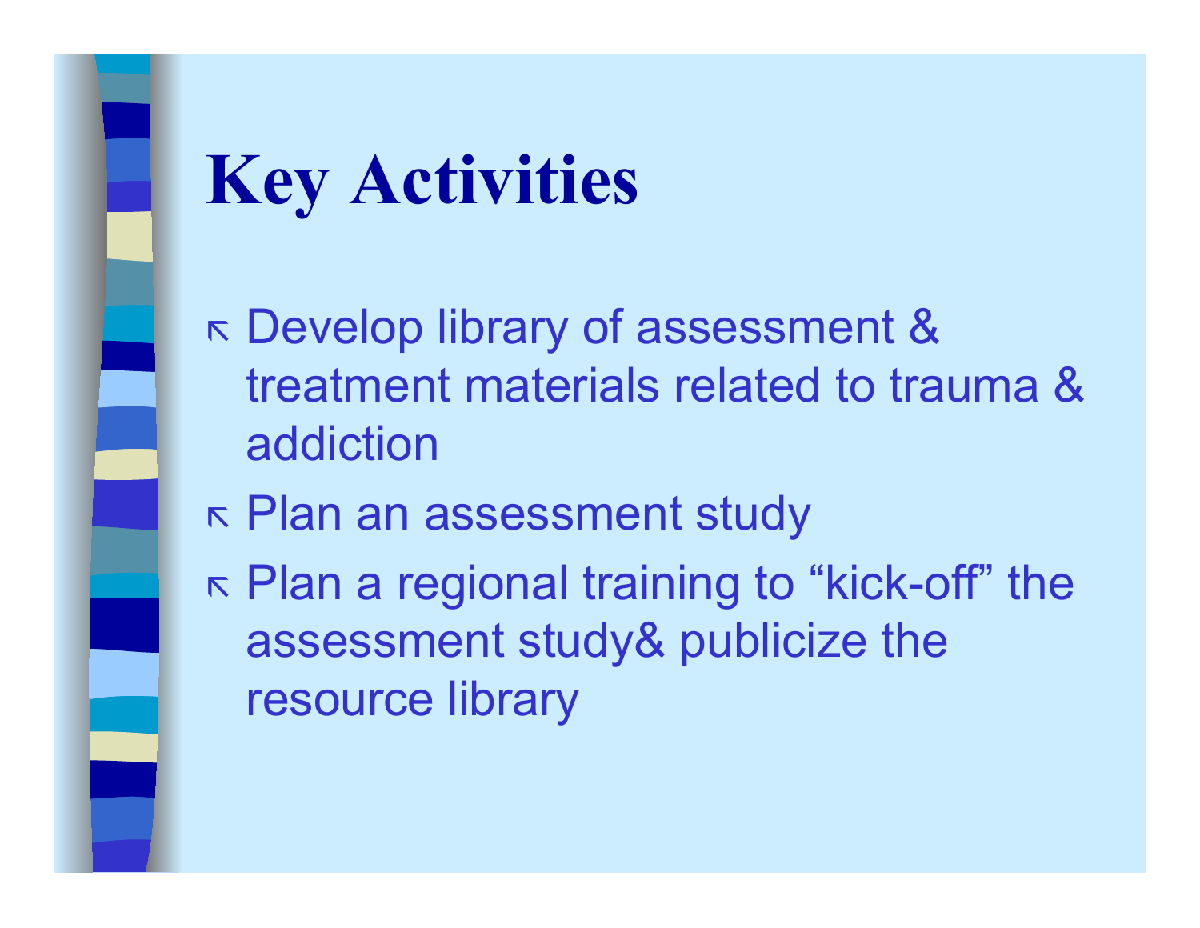# Key Activities

- Develop library of assessment & treatment materials related to trauma & addiction
- Plan an assessment study
- Plan a regional training to "kick-off" the assessment study& publicize the resource library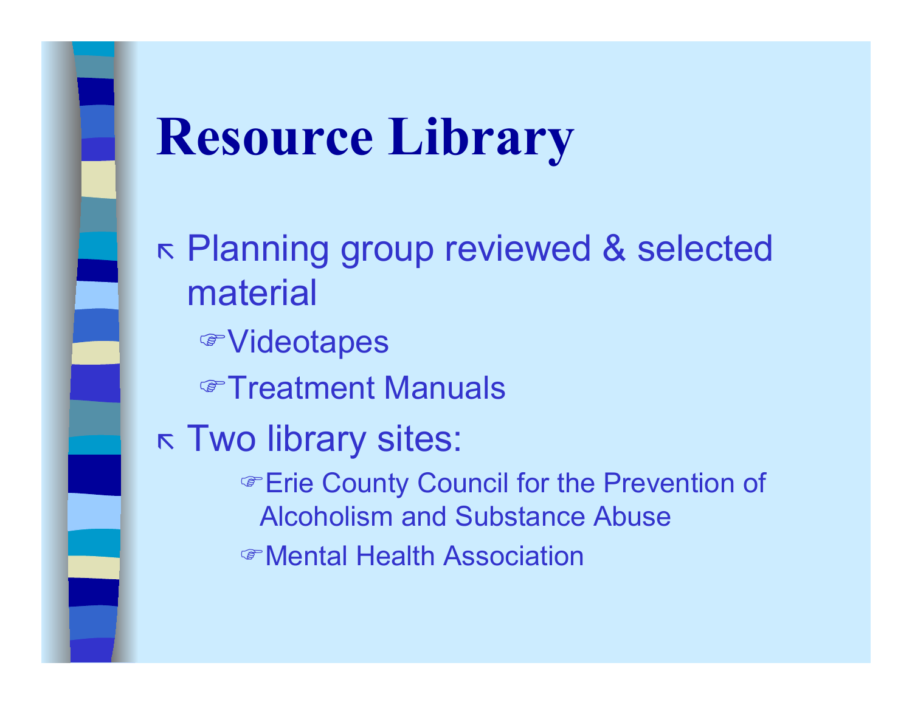# Resource Library

- Planning group reviewed & selected material
  - Videotapes
  - Treatment Manuals
- Two library sites:
  - Erie County Council for the Prevention of Alcoholism and Substance Abuse
  - Mental Health Association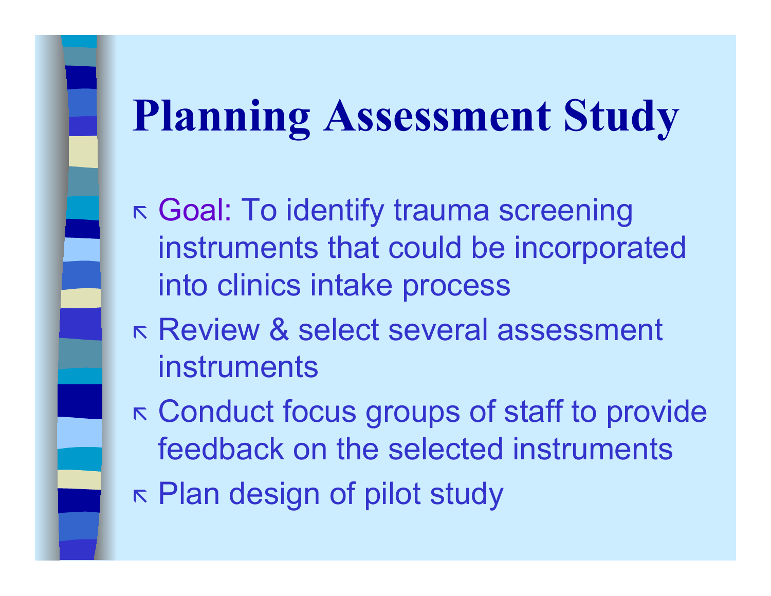# Planning Assessment Study

- Goal: To identify trauma screening instruments that could be incorporated into clinics intake process
- Review & select several assessment instruments
- Conduct focus groups of staff to provide feedback on the selected instruments
- Plan design of pilot study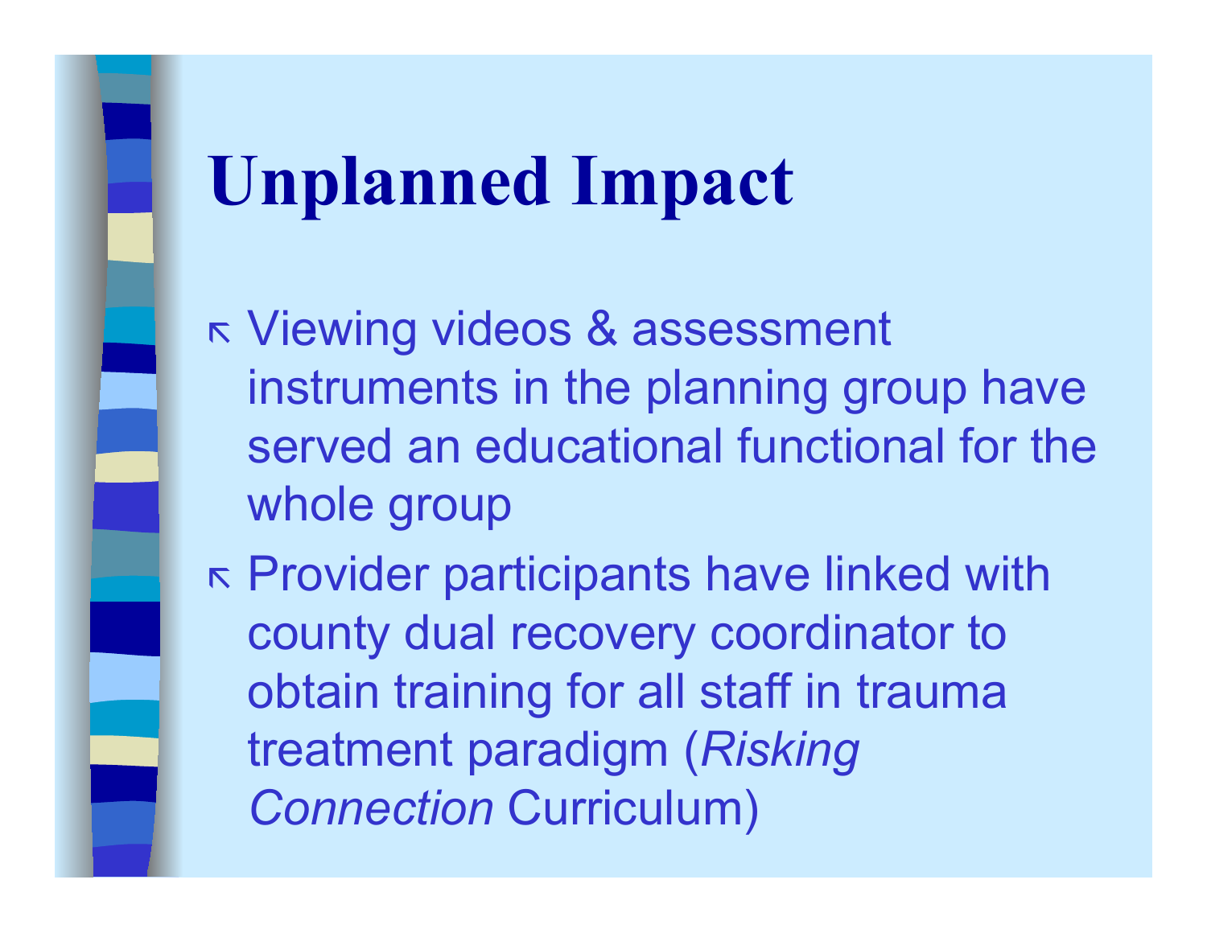# Unplanned Impact

- Viewing videos & assessment instruments in the planning group have served an educational functional for the whole group
- Provider participants have linked with county dual recovery coordinator to obtain training for all staff in trauma treatment paradigm (*Risking Connection* Curriculum)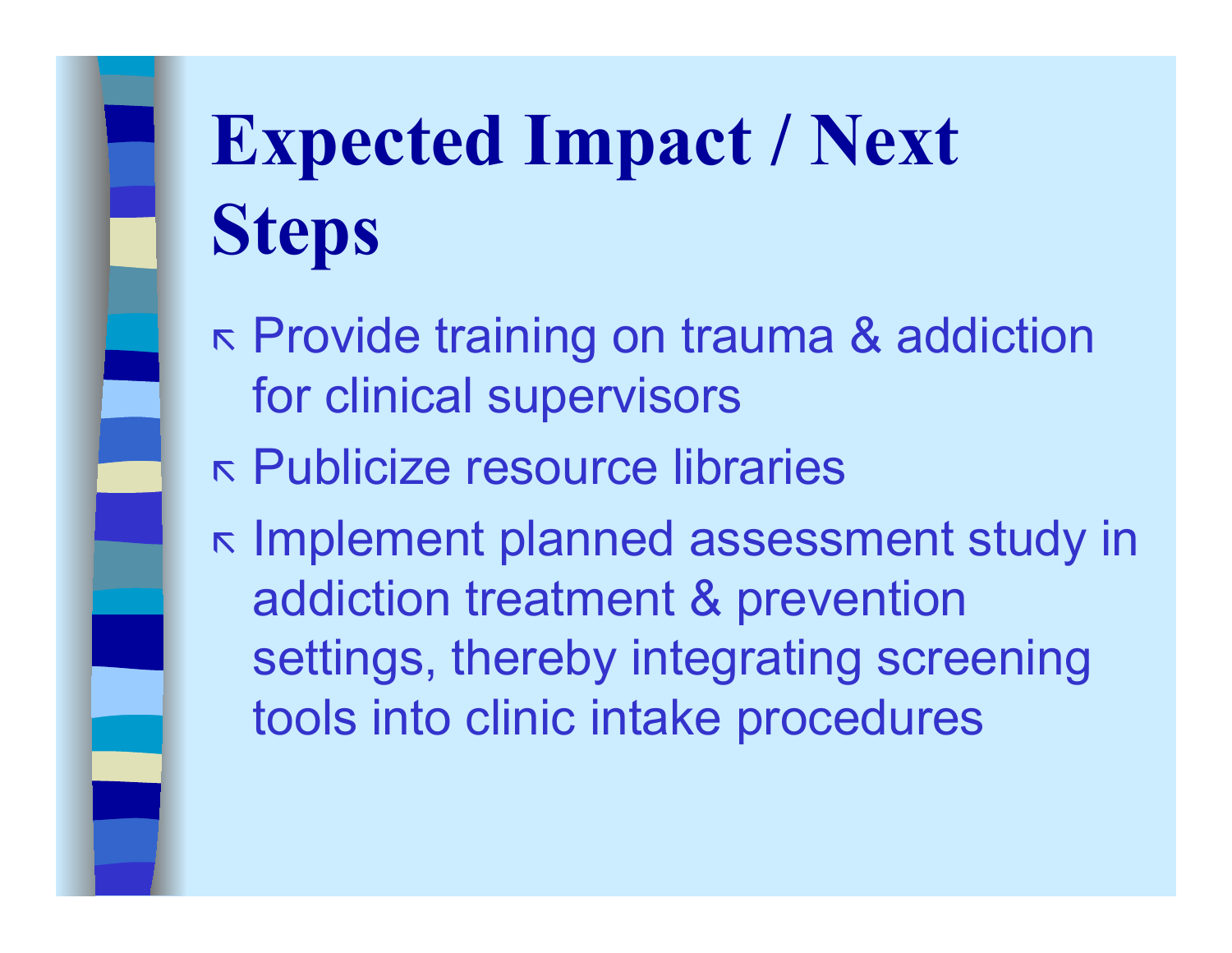# Expected Impact / Next Steps

- Provide training on trauma & addiction for clinical supervisors
- Publicize resource libraries
- Implement planned assessment study in addiction treatment & prevention settings, thereby integrating screening tools into clinic intake procedures